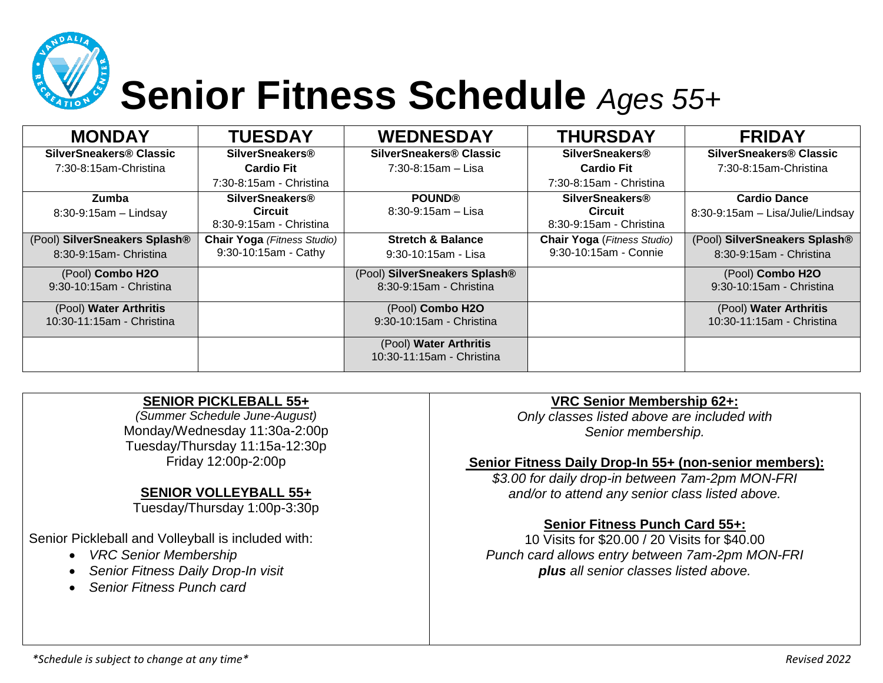# Senior Fitness Schedule *Ages 55+*

| MONDAY | TUESDAY | WEDNESDAY | THURSDAY | FRIDAY |
|---|---|---|---|---|
| **SilverSneakers® Classic** 7:30-8:15am-Christina | **SilverSneakers® Cardio Fit** 7:30-8:15am - Christina | **SilverSneakers® Classic** 7:30-8:15am – Lisa | **SilverSneakers® Cardio Fit** 7:30-8:15am - Christina | **SilverSneakers® Classic** 7:30-8:15am-Christina |
| **Zumba** 8:30-9:15am – Lindsay | **SilverSneakers® Circuit** 8:30-9:15am - Christina | **POUND®** 8:30-9:15am – Lisa | **SilverSneakers® Circuit** 8:30-9:15am - Christina | **Cardio Dance** 8:30-9:15am – Lisa/Julie/Lindsay |
| (Pool) **SilverSneakers Splash®** 8:30-9:15am- Christina | **Chair Yoga** *(Fitness Studio)* 9:30-10:15am - Cathy | **Stretch & Balance** 9:30-10:15am - Lisa | **Chair Yoga** *(Fitness Studio)* 9:30-10:15am - Connie | (Pool) **SilverSneakers Splash®** 8:30-9:15am - Christina |
| (Pool) **Combo H2O** 9:30-10:15am - Christina | | (Pool) **SilverSneakers Splash®** 8:30-9:15am - Christina | | (Pool) **Combo H2O** 9:30-10:15am - Christina |
| (Pool) **Water Arthritis** 10:30-11:15am - Christina | | (Pool) **Combo H2O** 9:30-10:15am - Christina | | (Pool) **Water Arthritis** 10:30-11:15am - Christina |
| | | (Pool) **Water Arthritis** 10:30-11:15am - Christina | | |

**SENIOR PICKLEBALL 55+**

*(Summer Schedule June-August)*
Monday/Wednesday 11:30a-2:00p
Tuesday/Thursday 11:15a-12:30p
Friday 12:00p-2:00p

**SENIOR VOLLEYBALL 55+**

Tuesday/Thursday 1:00p-3:30p

Senior Pickleball and Volleyball is included with:

- *VRC Senior Membership*
- *Senior Fitness Daily Drop-In visit*
- *Senior Fitness Punch card*

**VRC Senior Membership 62+:**

*Only classes listed above are included with Senior membership.*

**Senior Fitness Daily Drop-In 55+ (non-senior members):**

*$3.00 for daily drop-in between 7am-2pm MON-FRI and/or to attend any senior class listed above.*

**Senior Fitness Punch Card 55+:**

10 Visits for $20.00 / 20 Visits for $40.00
*Punch card allows entry between 7am-2pm MON-FRI* ***plus*** *all senior classes listed above.*

*\*Schedule is subject to change at any time\**

*Revised 2022*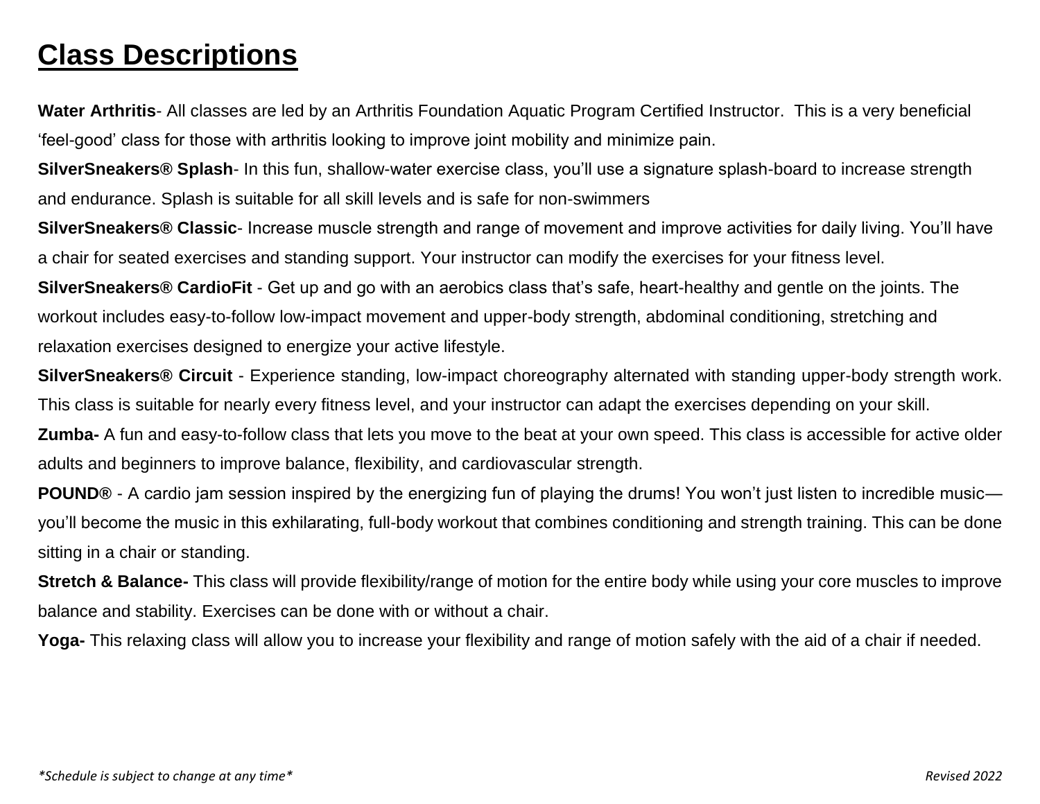# Class Descriptions

**Water Arthritis**- All classes are led by an Arthritis Foundation Aquatic Program Certified Instructor. This is a very beneficial 'feel-good' class for those with arthritis looking to improve joint mobility and minimize pain.

**SilverSneakers® Splash**- In this fun, shallow-water exercise class, you'll use a signature splash-board to increase strength and endurance. Splash is suitable for all skill levels and is safe for non-swimmers

**SilverSneakers® Classic**- Increase muscle strength and range of movement and improve activities for daily living. You'll have a chair for seated exercises and standing support. Your instructor can modify the exercises for your fitness level.

**SilverSneakers® CardioFit** - Get up and go with an aerobics class that's safe, heart-healthy and gentle on the joints. The workout includes easy-to-follow low-impact movement and upper-body strength, abdominal conditioning, stretching and relaxation exercises designed to energize your active lifestyle.

**SilverSneakers® Circuit** - Experience standing, low-impact choreography alternated with standing upper-body strength work. This class is suitable for nearly every fitness level, and your instructor can adapt the exercises depending on your skill.

**Zumba-** A fun and easy-to-follow class that lets you move to the beat at your own speed. This class is accessible for active older adults and beginners to improve balance, flexibility, and cardiovascular strength.

**POUND®** - A cardio jam session inspired by the energizing fun of playing the drums! You won't just listen to incredible music—you'll become the music in this exhilarating, full-body workout that combines conditioning and strength training. This can be done sitting in a chair or standing.

**Stretch & Balance-** This class will provide flexibility/range of motion for the entire body while using your core muscles to improve balance and stability. Exercises can be done with or without a chair.

**Yoga-** This relaxing class will allow you to increase your flexibility and range of motion safely with the aid of a chair if needed.

*\*Schedule is subject to change at any time\**

*Revised 2022*